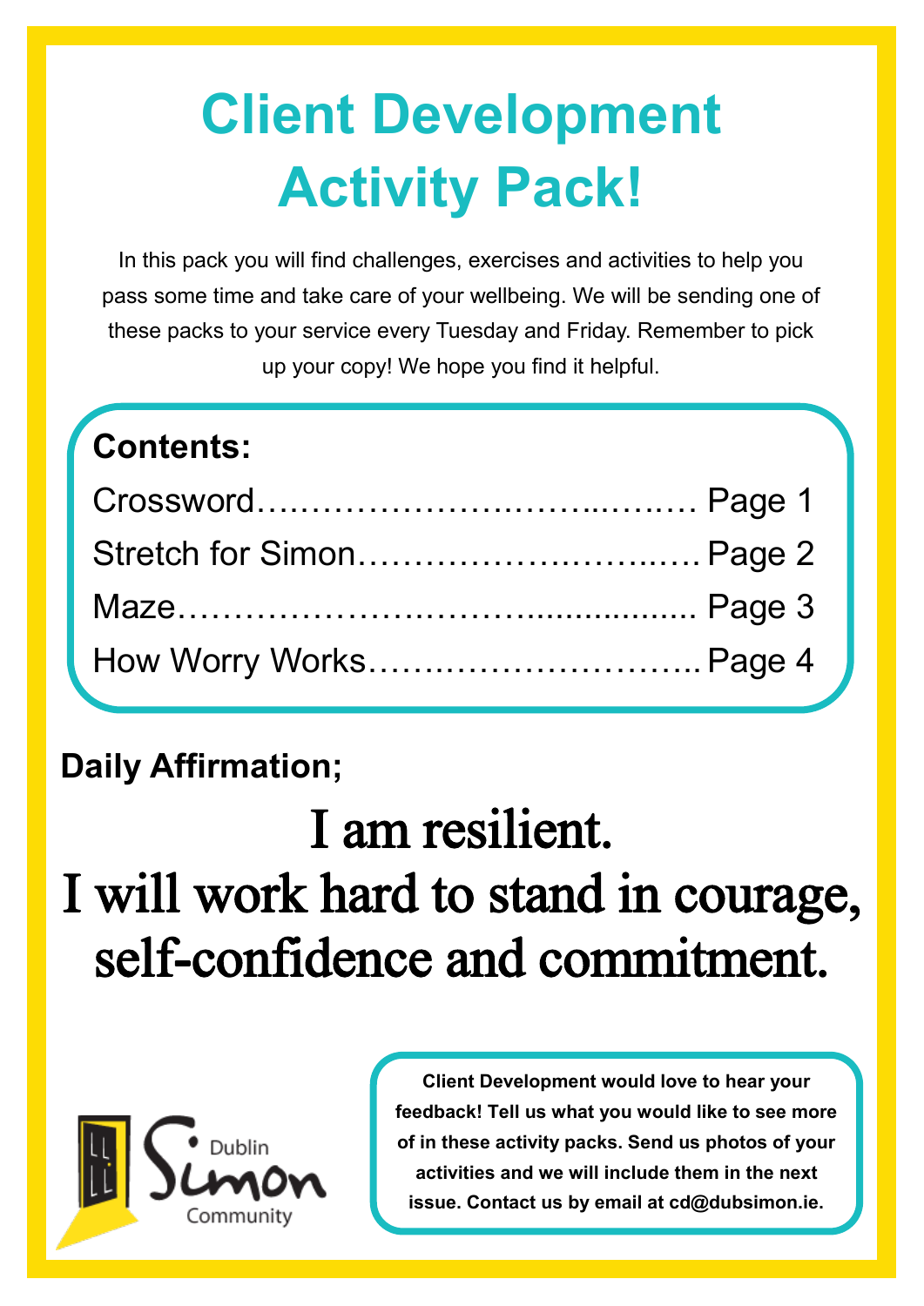# Client Development Activity Pack!

In this pack you will find challenges, exercises and activities to help you pass some time and take care of your wellbeing. We will be sending one of these packs to your service every Tuesday and Friday. Remember to pick up your copy! We hope you find it helpful.

**Contents:**

Crossword……………………………..……… Page 1
Stretch for Simon……………….……...…. Page 2
Maze……………………………................ Page 3
How Worry Works……………………….. Page 4

**Daily Affirmation;**

I am resilient.
I will work hard to stand in courage, self-confidence and commitment.

Dublin Simon Community

**Client Development would love to hear your feedback! Tell us what you would like to see more of in these activity packs. Send us photos of your activities and we will include them in the next issue. Contact us by email at cd@dubsimon.ie.**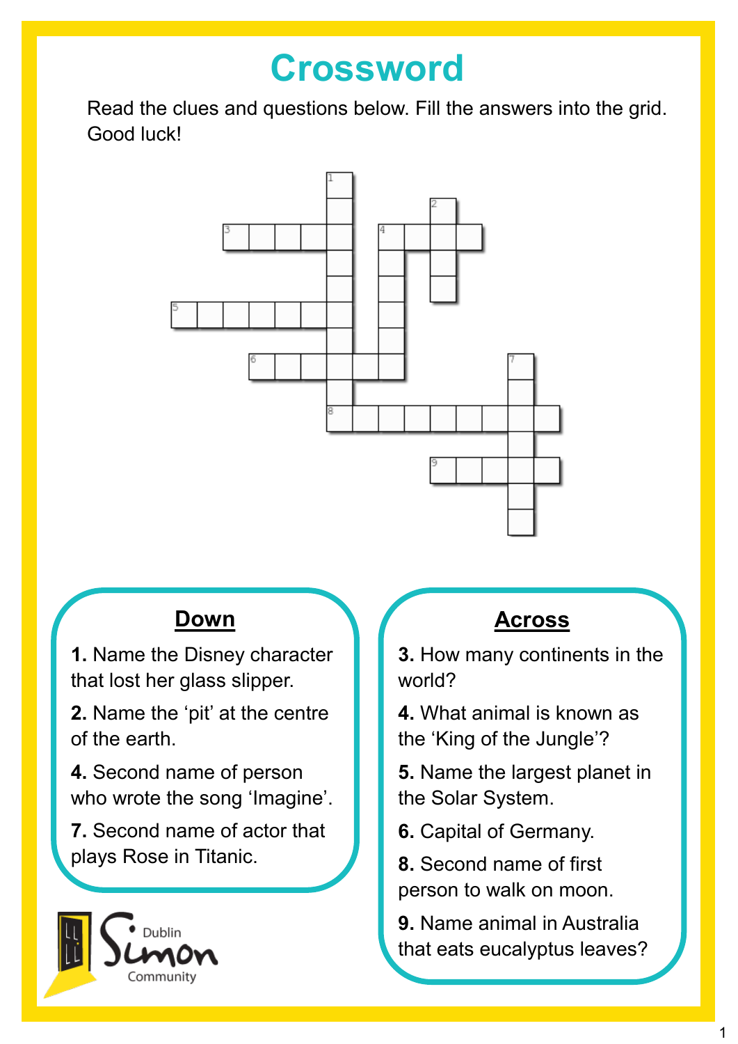# Crossword

Read the clues and questions below. Fill the answers into the grid. Good luck!

## Down

**1.** Name the Disney character that lost her glass slipper.

**2.** Name the 'pit' at the centre of the earth.

**4.** Second name of person who wrote the song 'Imagine'.

**7.** Second name of actor that plays Rose in Titanic.

## Across

**3.** How many continents in the world?

**4.** What animal is known as the 'King of the Jungle'?

**5.** Name the largest planet in the Solar System.

**6.** Capital of Germany.

**8.** Second name of first person to walk on moon.

**9.** Name animal in Australia that eats eucalyptus leaves?

Dublin Simon Community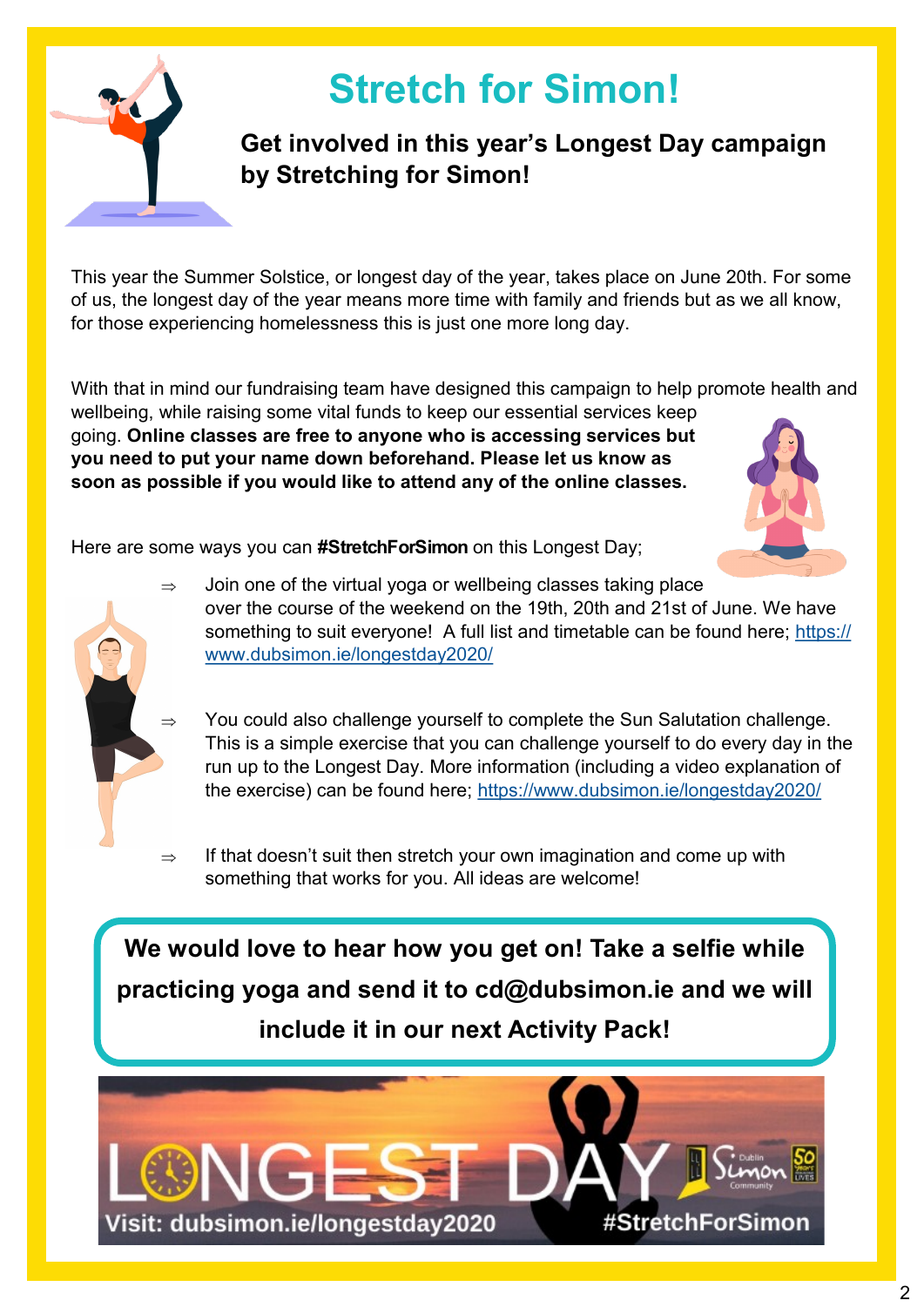# Stretch for Simon!

### Get involved in this year's Longest Day campaign by Stretching for Simon!

This year the Summer Solstice, or longest day of the year, takes place on June 20th. For some of us, the longest day of the year means more time with family and friends but as we all know, for those experiencing homelessness this is just one more long day.

With that in mind our fundraising team have designed this campaign to help promote health and wellbeing, while raising some vital funds to keep our essential services keep going. **Online classes are free to anyone who is accessing services but you need to put your name down beforehand. Please let us know as soon as possible if you would like to attend any of the online classes.**

Here are some ways you can **#StretchForSimon** on this Longest Day;

- Join one of the virtual yoga or wellbeing classes taking place over the course of the weekend on the 19th, 20th and 21st of June. We have something to suit everyone! A full list and timetable can be found here; https://www.dubsimon.ie/longestday2020/
- You could also challenge yourself to complete the Sun Salutation challenge. This is a simple exercise that you can challenge yourself to do every day in the run up to the Longest Day. More information (including a video explanation of the exercise) can be found here; https://www.dubsimon.ie/longestday2020/
- If that doesn't suit then stretch your own imagination and come up with something that works for you. All ideas are welcome!

**We would love to hear how you get on! Take a selfie while practicing yoga and send it to cd@dubsimon.ie and we will include it in our next Activity Pack!**

LONGEST DAY

Visit: dubsimon.ie/longestday2020 #StretchForSimon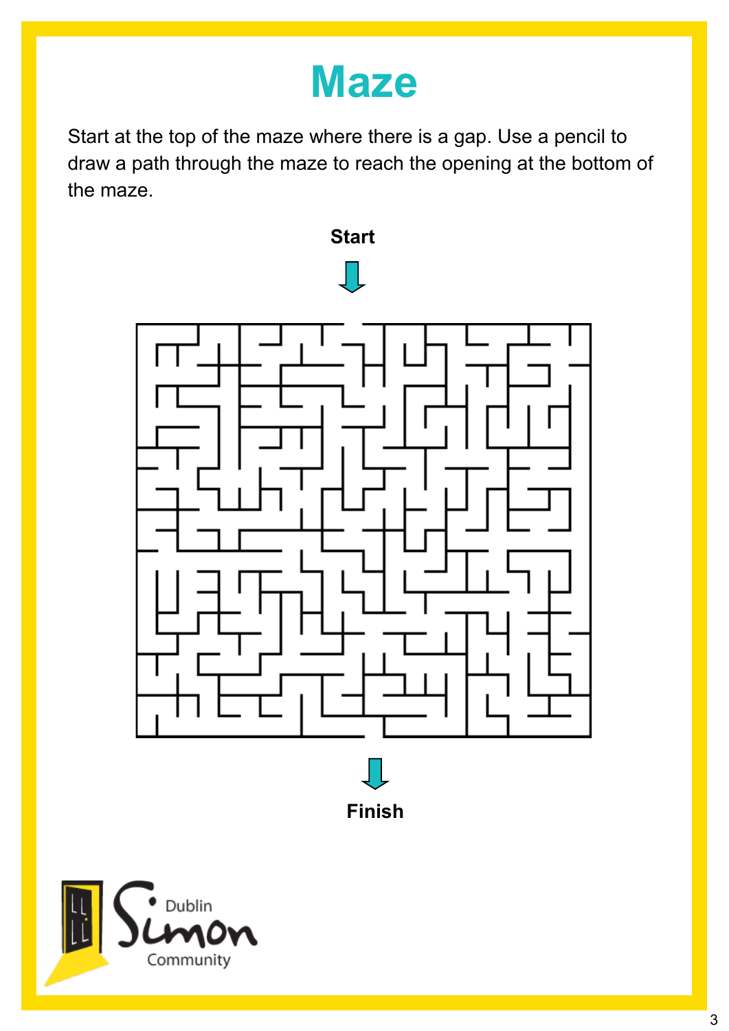# Maze

Start at the top of the maze where there is a gap. Use a pencil to draw a path through the maze to reach the opening at the bottom of the maze.

**Start**

**Finish**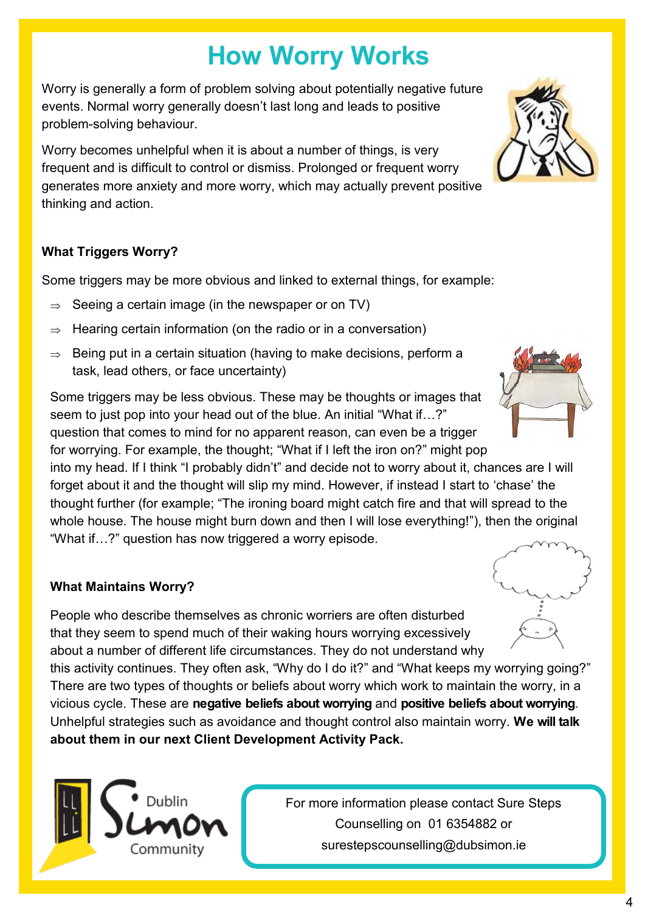# How Worry Works

Worry is generally a form of problem solving about potentially negative future events. Normal worry generally doesn't last long and leads to positive problem-solving behaviour.

Worry becomes unhelpful when it is about a number of things, is very frequent and is difficult to control or dismiss. Prolonged or frequent worry generates more anxiety and more worry, which may actually prevent positive thinking and action.

**What Triggers Worry?**

Some triggers may be more obvious and linked to external things, for example:

- ⇒ Seeing a certain image (in the newspaper or on TV)
- ⇒ Hearing certain information (on the radio or in a conversation)
- ⇒ Being put in a certain situation (having to make decisions, perform a task, lead others, or face uncertainty)

Some triggers may be less obvious. These may be thoughts or images that seem to just pop into your head out of the blue. An initial "What if…?" question that comes to mind for no apparent reason, can even be a trigger for worrying. For example, the thought; "What if I left the iron on?" might pop into my head. If I think "I probably didn't" and decide not to worry about it, chances are I will forget about it and the thought will slip my mind. However, if instead I start to 'chase' the thought further (for example; "The ironing board might catch fire and that will spread to the whole house. The house might burn down and then I will lose everything!"), then the original "What if…?" question has now triggered a worry episode.

**What Maintains Worry?**

People who describe themselves as chronic worriers are often disturbed that they seem to spend much of their waking hours worrying excessively about a number of different life circumstances. They do not understand why this activity continues. They often ask, "Why do I do it?" and "What keeps my worrying going?" There are two types of thoughts or beliefs about worry which work to maintain the worry, in a vicious cycle. These are **negative beliefs about worrying** and **positive beliefs about worrying**. Unhelpful strategies such as avoidance and thought control also maintain worry. **We will talk about them in our next Client Development Activity Pack.**

Dublin Simon Community

For more information please contact Sure Steps Counselling on 01 6354882 or surestepscounselling@dubsimon.ie